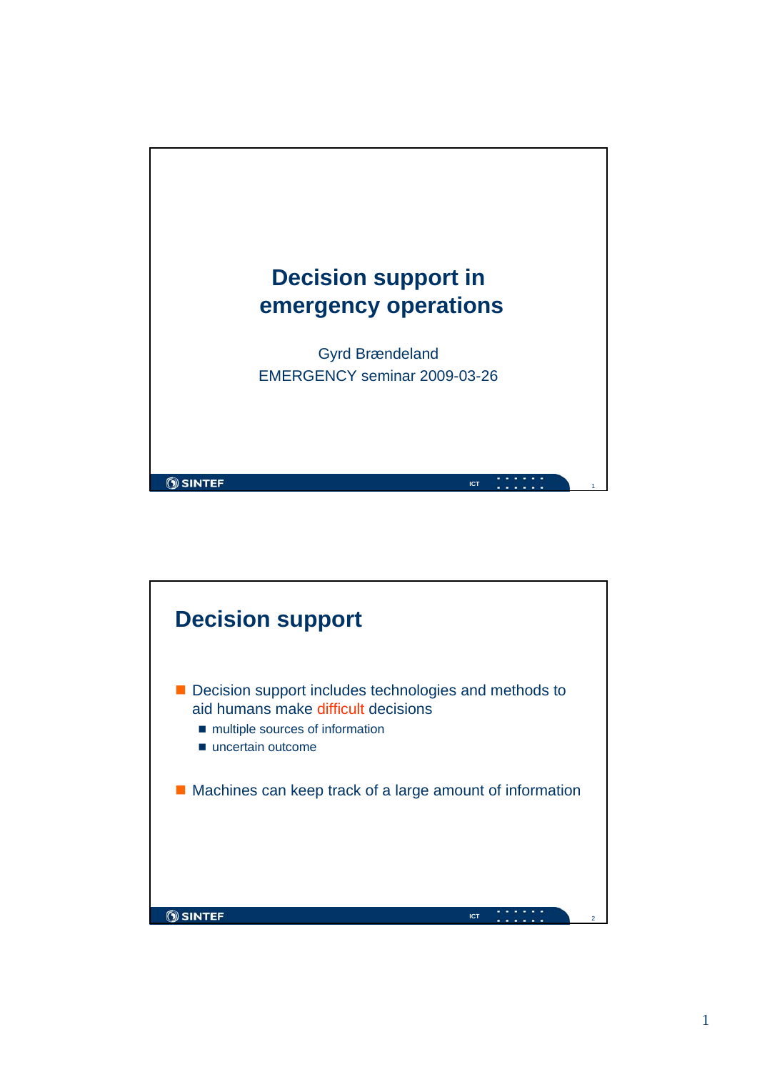# Decision support in emergency operations

Gyrd Brændeland
EMERGENCY seminar 2009-03-26

## Decision support

- Decision support includes technologies and methods to aid humans make difficult decisions
  - multiple sources of information
  - uncertain outcome
- Machines can keep track of a large amount of information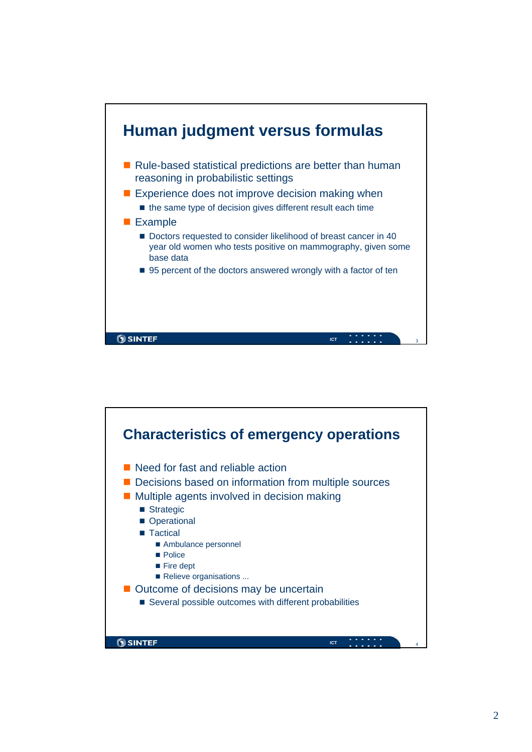## Human judgment versus formulas

- Rule-based statistical predictions are better than human reasoning in probabilistic settings
- Experience does not improve decision making when
  - the same type of decision gives different result each time
- Example
  - Doctors requested to consider likelihood of breast cancer in 40 year old women who tests positive on mammography, given some base data
  - 95 percent of the doctors answered wrongly with a factor of ten

## Characteristics of emergency operations

- Need for fast and reliable action
- Decisions based on information from multiple sources
- Multiple agents involved in decision making
  - Strategic
  - Operational
  - Tactical
    - Ambulance personnel
    - Police
    - Fire dept
    - Relieve organisations ...
- Outcome of decisions may be uncertain
  - Several possible outcomes with different probabilities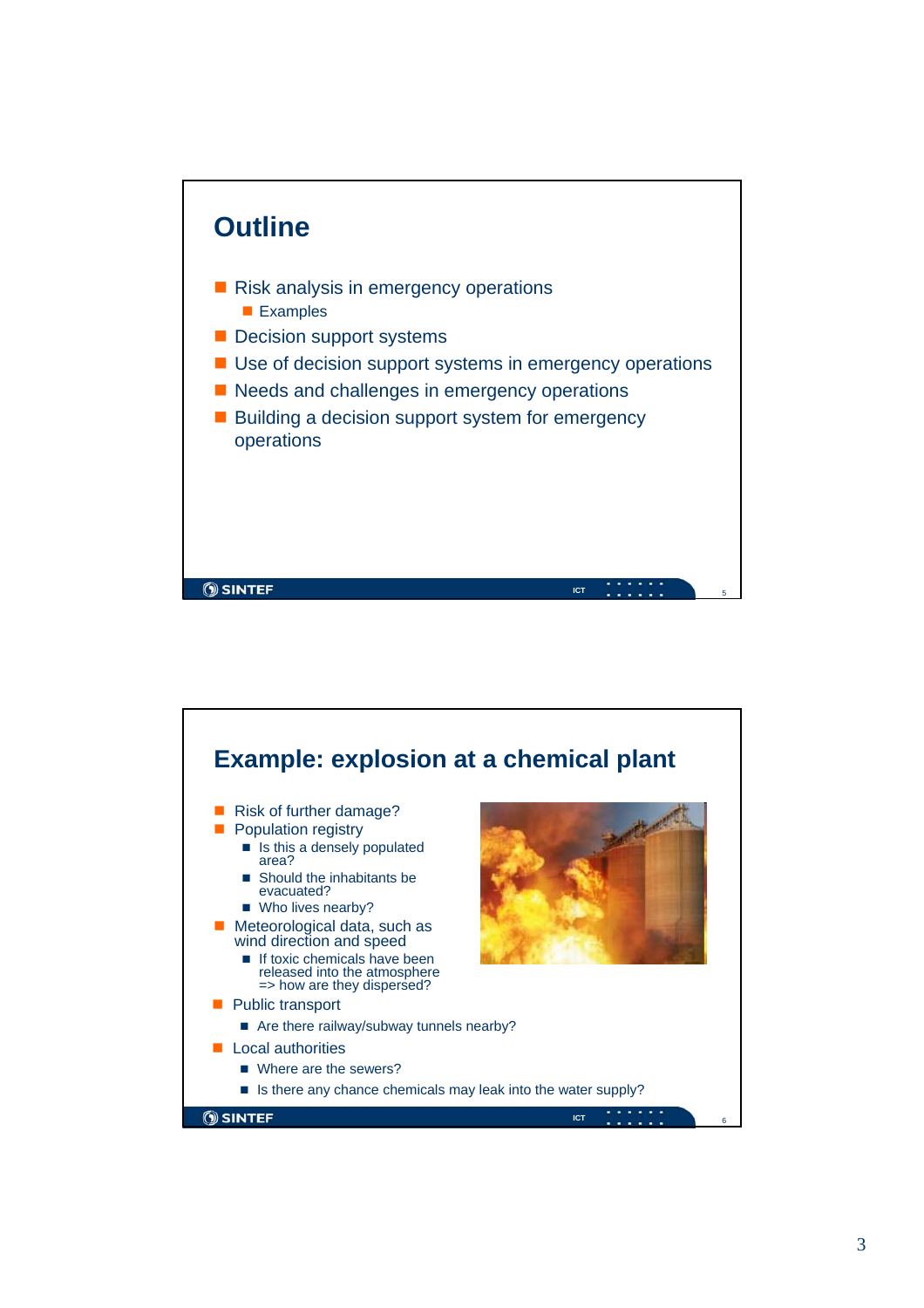## Outline

- Risk analysis in emergency operations
  - Examples
- Decision support systems
- Use of decision support systems in emergency operations
- Needs and challenges in emergency operations
- Building a decision support system for emergency operations

## Example: explosion at a chemical plant

- Risk of further damage?
- Population registry
  - Is this a densely populated area?
  - Should the inhabitants be evacuated?
  - Who lives nearby?
- Meteorological data, such as wind direction and speed
  - If toxic chemicals have been released into the atmosphere => how are they dispersed?
- Public transport
  - Are there railway/subway tunnels nearby?
- Local authorities
  - Where are the sewers?
  - Is there any chance chemicals may leak into the water supply?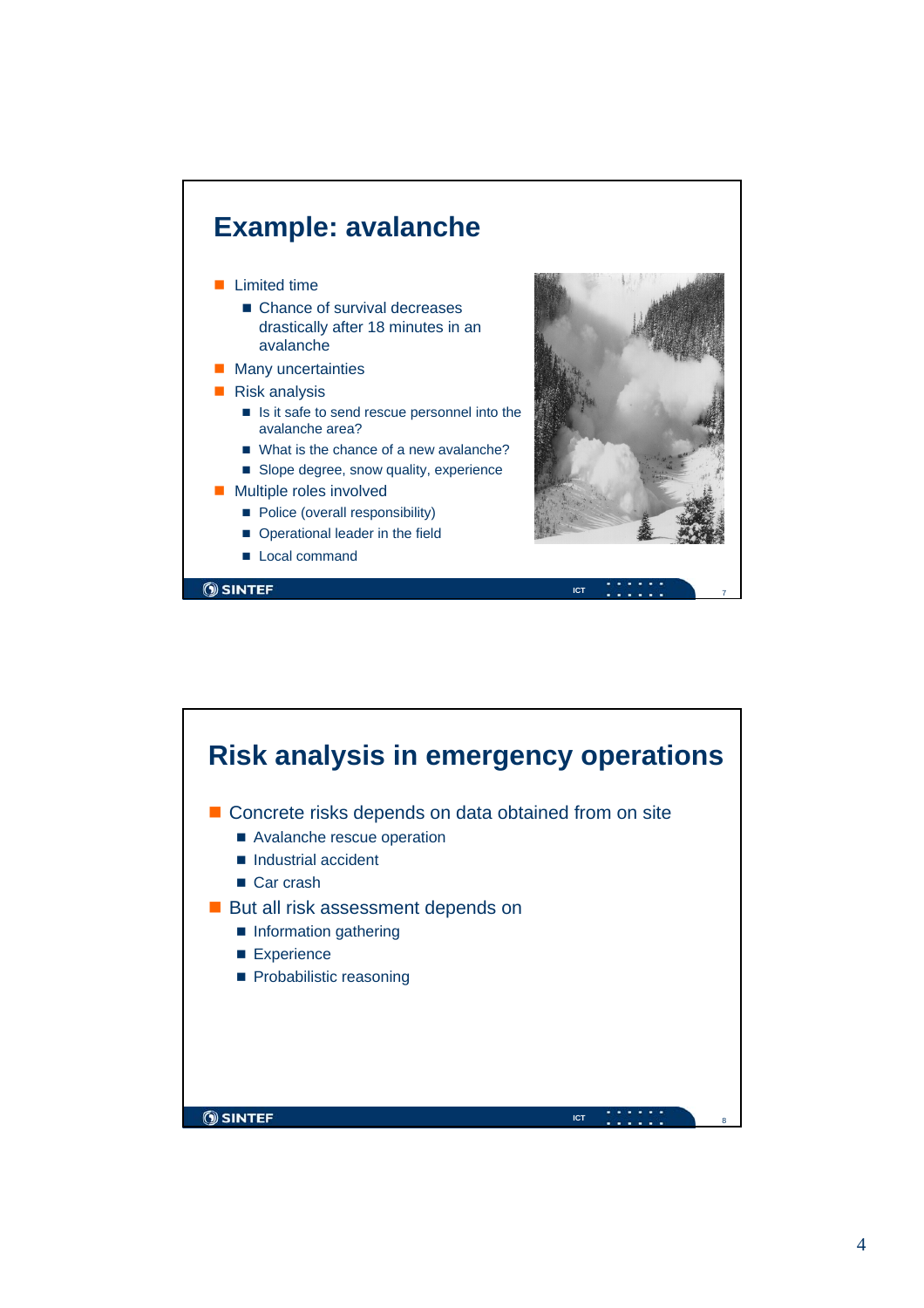## Example: avalanche

- Limited time
  - Chance of survival decreases drastically after 18 minutes in an avalanche
- Many uncertainties
- Risk analysis
  - Is it safe to send rescue personnel into the avalanche area?
  - What is the chance of a new avalanche?
  - Slope degree, snow quality, experience
- Multiple roles involved
  - Police (overall responsibility)
  - Operational leader in the field
  - Local command

## Risk analysis in emergency operations

- Concrete risks depends on data obtained from on site
  - Avalanche rescue operation
  - Industrial accident
  - Car crash
- But all risk assessment depends on
  - Information gathering
  - Experience
  - Probabilistic reasoning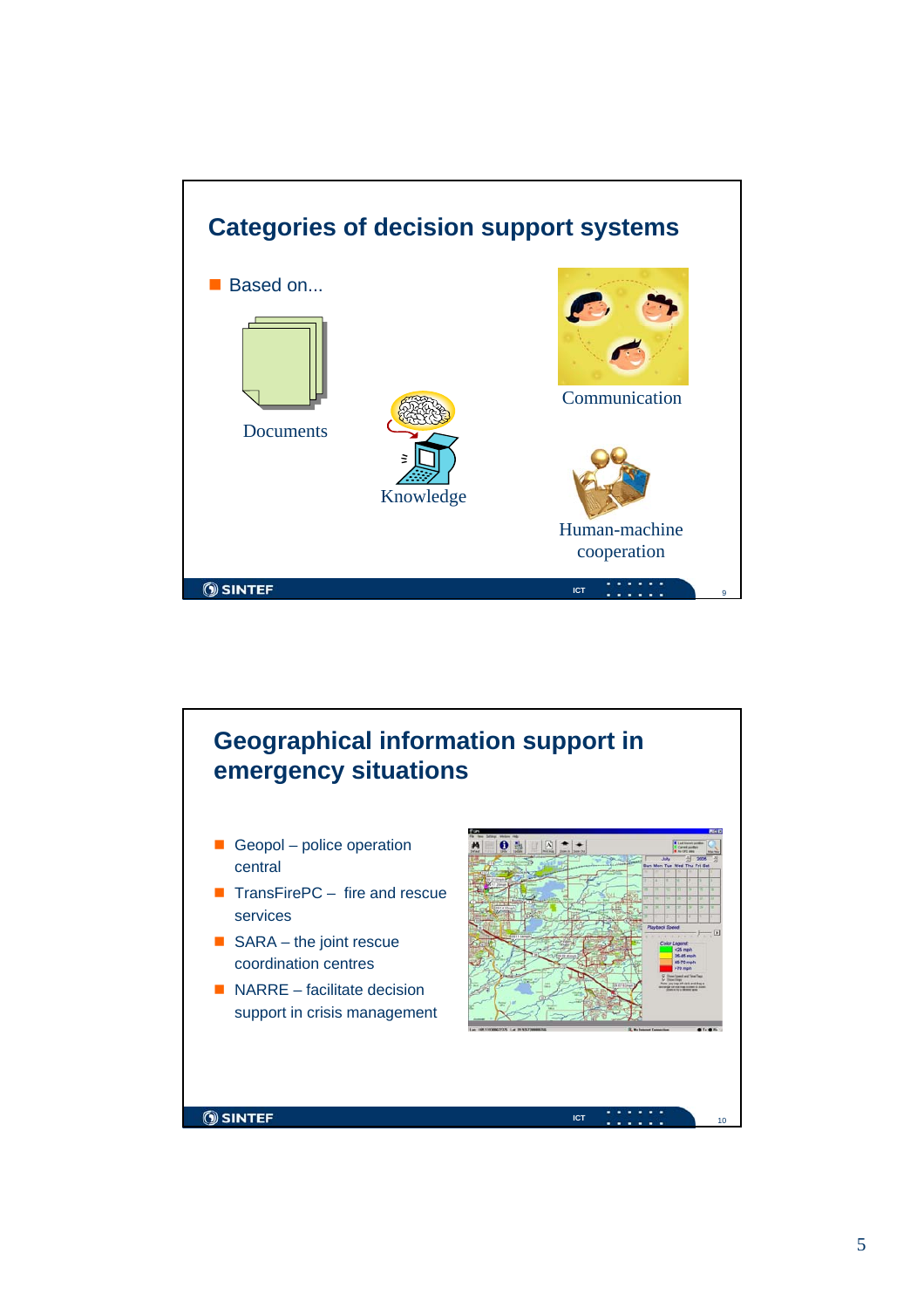## Categories of decision support systems

- Based on...

Documents

Knowledge

Communication

Human-machine cooperation

## Geographical information support in emergency situations

- Geopol – police operation central
- TransFirePC – fire and rescue services
- SARA – the joint rescue coordination centres
- NARRE – facilitate decision support in crisis management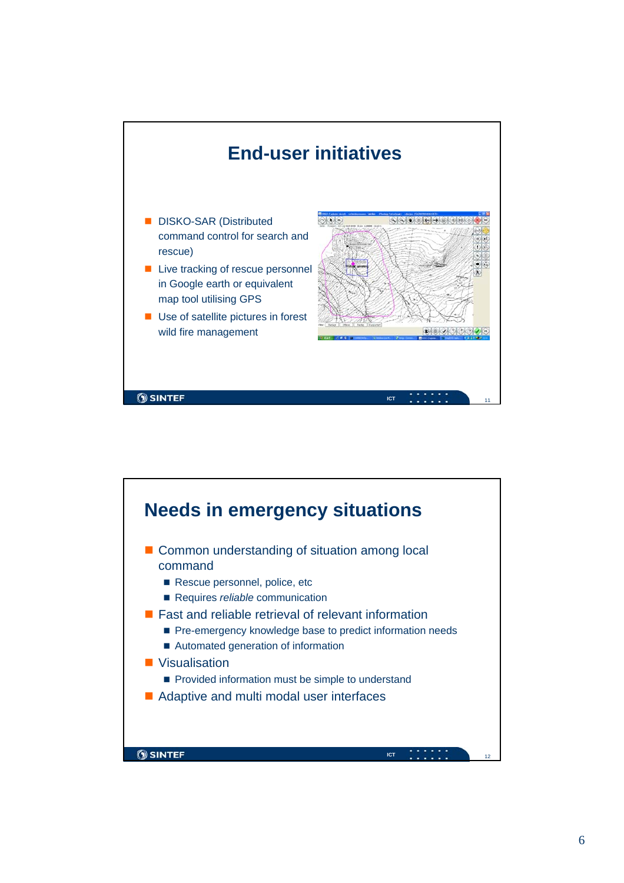## End-user initiatives

- DISKO-SAR (Distributed command control for search and rescue)
- Live tracking of rescue personnel in Google earth or equivalent map tool utilising GPS
- Use of satellite pictures in forest wild fire management

## Needs in emergency situations

- Common understanding of situation among local command
  - Rescue personnel, police, etc
  - Requires *reliable* communication
- Fast and reliable retrieval of relevant information
  - Pre-emergency knowledge base to predict information needs
  - Automated generation of information
- Visualisation
  - Provided information must be simple to understand
- Adaptive and multi modal user interfaces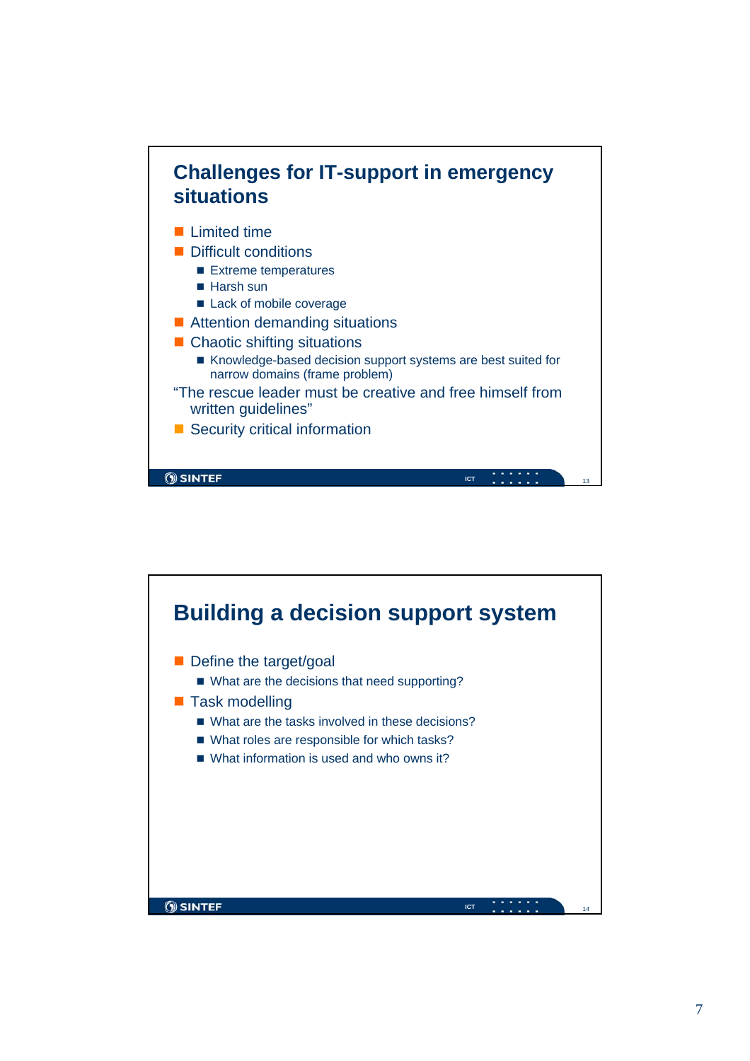## Challenges for IT-support in emergency situations

- Limited time
- Difficult conditions
  - Extreme temperatures
  - Harsh sun
  - Lack of mobile coverage
- Attention demanding situations
- Chaotic shifting situations
  - Knowledge-based decision support systems are best suited for narrow domains (frame problem)

"The rescue leader must be creative and free himself from written guidelines"

- Security critical information

## Building a decision support system

- Define the target/goal
  - What are the decisions that need supporting?
- Task modelling
  - What are the tasks involved in these decisions?
  - What roles are responsible for which tasks?
  - What information is used and who owns it?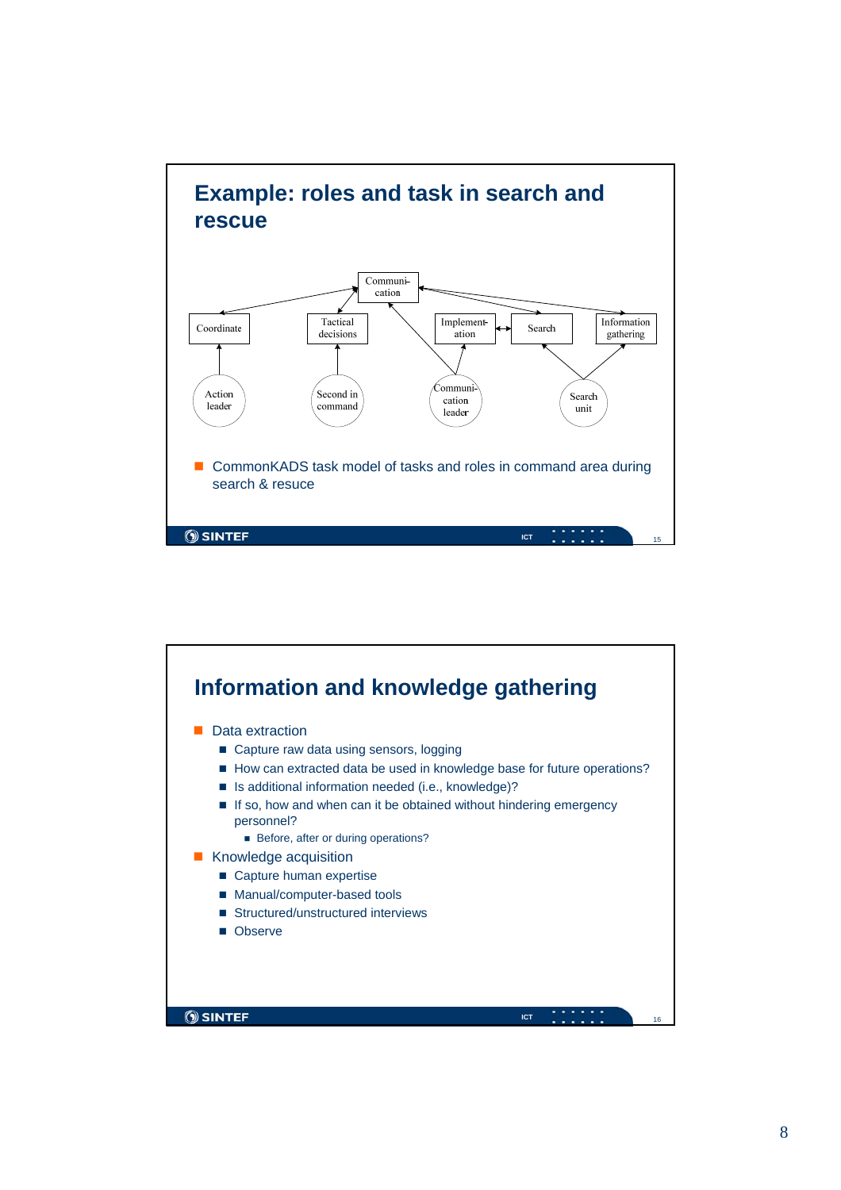## Example: roles and task in search and rescue

Communi-cation

Coordinate | Tactical decisions | Implement-ation | Search | Information gathering

Action leader | Second in command | Communi-cation leader | Search unit

- CommonKADS task model of tasks and roles in command area during search & resuce

## Information and knowledge gathering

- Data extraction
  - Capture raw data using sensors, logging
  - How can extracted data be used in knowledge base for future operations?
  - Is additional information needed (i.e., knowledge)?
  - If so, how and when can it be obtained without hindering emergency personnel?
    - Before, after or during operations?
- Knowledge acquisition
  - Capture human expertise
  - Manual/computer-based tools
  - Structured/unstructured interviews
  - Observe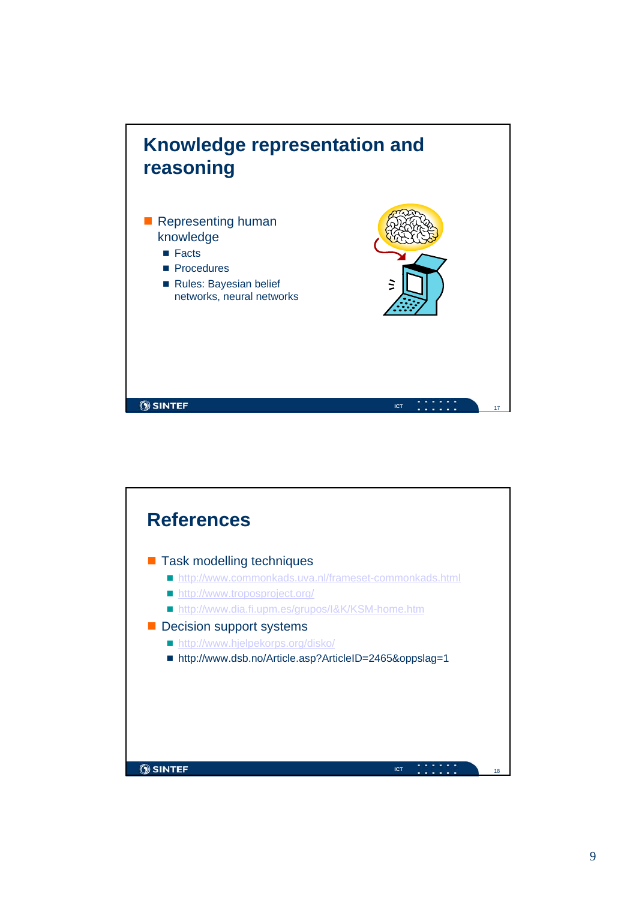## Knowledge representation and reasoning

- Representing human knowledge
  - Facts
  - Procedures
  - Rules: Bayesian belief networks, neural networks

## References

- Task modelling techniques
  - http://www.commonkads.uva.nl/frameset-commonkads.html
  - http://www.troposproject.org/
  - http://www.dia.fi.upm.es/grupos/I&K/KSM-home.htm
- Decision support systems
  - http://www.hjelpekorps.org/disko/
  - http://www.dsb.no/Article.asp?ArticleID=2465&oppslag=1